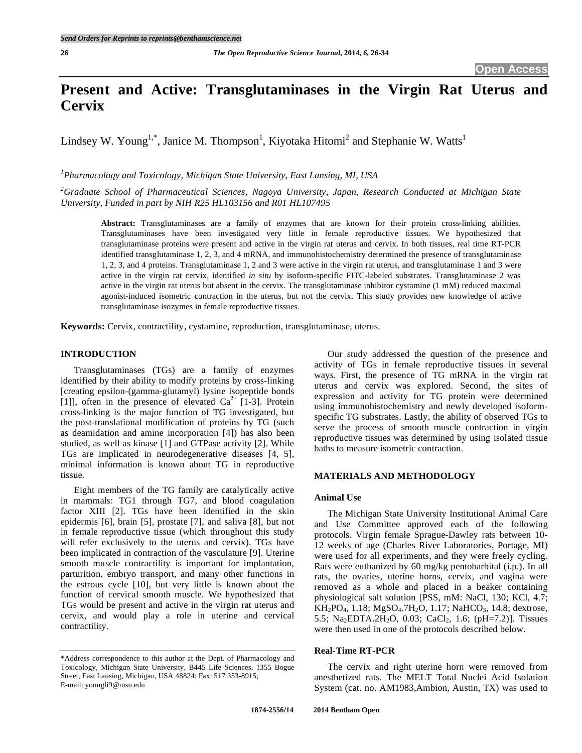# Present and Active: Transglutaminases in the Virgin Rat Uterus and Cervix

Lindsey W. Young[1,*], Janice M. Thompson[1], Kiyotaka Hitomi[2] and Stephanie W. Watts[1]

[1]*Pharmacology and Toxicology, Michigan State University, East Lansing, MI, USA*

[2]*Graduate School of Pharmaceutical Sciences, Nagoya University, Japan, Research Conducted at Michigan State University, Funded in part by NIH R25 HL103156 and R01 HL107495*

**Abstract:** Transglutaminases are a family of enzymes that are known for their protein cross-linking abilities. Transglutaminases have been investigated very little in female reproductive tissues. We hypothesized that transglutaminase proteins were present and active in the virgin rat uterus and cervix. In both tissues, real time RT-PCR identified transglutaminase 1, 2, 3, and 4 mRNA, and immunohistochemistry determined the presence of transglutaminase 1, 2, 3, and 4 proteins. Transglutaminase 1, 2 and 3 were active in the virgin rat uterus, and transglutaminase 1 and 3 were active in the virgin rat cervix, identified *in situ* by isoform-specific FITC-labeled substrates. Transglutaminase 2 was active in the virgin rat uterus but absent in the cervix. The transglutaminase inhibitor cystamine (1 mM) reduced maximal agonist-induced isometric contraction in the uterus, but not the cervix. This study provides new knowledge of active transglutaminase isozymes in female reproductive tissues.

**Keywords:** Cervix, contractility, cystamine, reproduction, transglutaminase, uterus.

## INTRODUCTION

Transglutaminases (TGs) are a family of enzymes identified by their ability to modify proteins by cross-linking [creating epsilon-(gamma-glutamyl) lysine isopeptide bonds [1]], often in the presence of elevated $Ca^{2+}$ [1-3]. Protein cross-linking is the major function of TG investigated, but the post-translational modification of proteins by TG (such as deamidation and amine incorporation [4]) has also been studied, as well as kinase [1] and GTPase activity [2]. While TGs are implicated in neurodegenerative diseases [4, 5], minimal information is known about TG in reproductive tissue.

Eight members of the TG family are catalytically active in mammals: TG1 through TG7, and blood coagulation factor XIII [2]. TGs have been identified in the skin epidermis [6], brain [5], prostate [7], and saliva [8], but not in female reproductive tissue (which throughout this study will refer exclusively to the uterus and cervix). TGs have been implicated in contraction of the vasculature [9]. Uterine smooth muscle contractility is important for implantation, parturition, embryo transport, and many other functions in the estrous cycle [10], but very little is known about the function of cervical smooth muscle. We hypothesized that TGs would be present and active in the virgin rat uterus and cervix, and would play a role in uterine and cervical contractility.

Our study addressed the question of the presence and activity of TGs in female reproductive tissues in several ways. First, the presence of TG mRNA in the virgin rat uterus and cervix was explored. Second, the sites of expression and activity for TG protein were determined using immunohistochemistry and newly developed isoform-specific TG substrates. Lastly, the ability of observed TGs to serve the process of smooth muscle contraction in virgin reproductive tissues was determined by using isolated tissue baths to measure isometric contraction.

## MATERIALS AND METHODOLOGY

### Animal Use

The Michigan State University Institutional Animal Care and Use Committee approved each of the following protocols. Virgin female Sprague-Dawley rats between 10-12 weeks of age (Charles River Laboratories, Portage, MI) were used for all experiments, and they were freely cycling. Rats were euthanized by 60 mg/kg pentobarbital (i.p.). In all rats, the ovaries, uterine horns, cervix, and vagina were removed as a whole and placed in a beaker containing physiological salt solution [PSS, mM: NaCl, 130; KCl, 4.7; $KH_2PO_4$, 1.18; $MgSO_4.7H_2O$, 1.17; $NaHCO_3$, 14.8; dextrose, 5.5; $Na_2EDTA.2H_2O$, 0.03; $CaCl_2$, 1.6; (pH=7.2)]. Tissues were then used in one of the protocols described below.

### Real-Time RT-PCR

The cervix and right uterine horn were removed from anesthetized rats. The MELT Total Nuclei Acid Isolation System (cat. no. AM1983,Ambion, Austin, TX) was used to

*Address correspondence to this author at the Dept. of Pharmacology and Toxicology, Michigan State University, B445 Life Sciences, 1355 Bogue Street, East Lansing, Michigan, USA 48824; Fax: 517 353-8915; E-mail: youngli9@msu.edu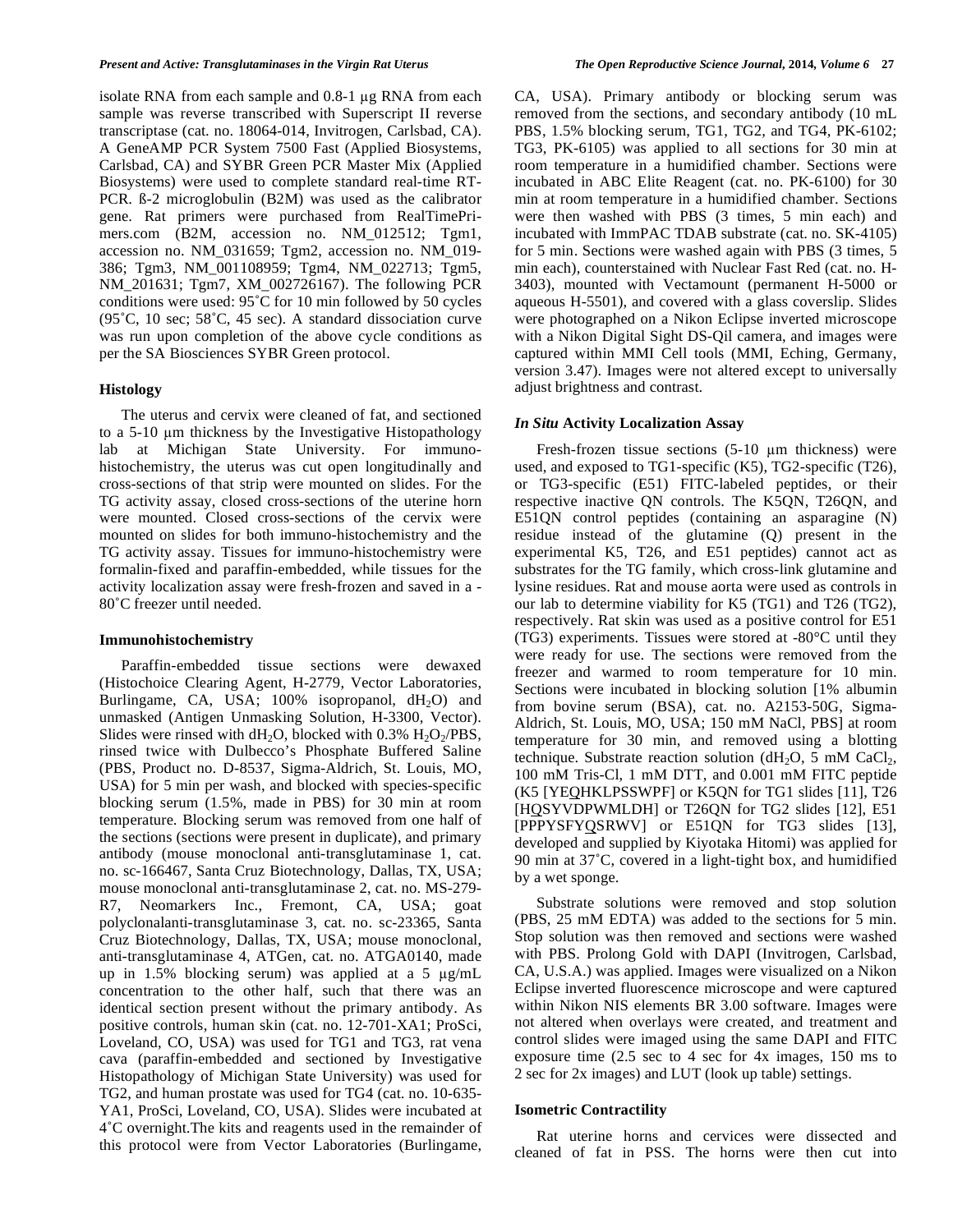isolate RNA from each sample and 0.8-1 μg RNA from each sample was reverse transcribed with Superscript II reverse transcriptase (cat. no. 18064-014, Invitrogen, Carlsbad, CA). A GeneAMP PCR System 7500 Fast (Applied Biosystems, Carlsbad, CA) and SYBR Green PCR Master Mix (Applied Biosystems) were used to complete standard real-time RT-PCR. ß-2 microglobulin (B2M) was used as the calibrator gene. Rat primers were purchased from RealTimePrimers.com (B2M, accession no. NM_012512; Tgm1, accession no. NM_031659; Tgm2, accession no. NM_019-386; Tgm3, NM_001108959; Tgm4, NM_022713; Tgm5, NM_201631; Tgm7, XM_002726167). The following PCR conditions were used: 95˚C for 10 min followed by 50 cycles (95˚C, 10 sec; 58˚C, 45 sec). A standard dissociation curve was run upon completion of the above cycle conditions as per the SA Biosciences SYBR Green protocol.

### Histology

The uterus and cervix were cleaned of fat, and sectioned to a 5-10 μm thickness by the Investigative Histopathology lab at Michigan State University. For immuno-histochemistry, the uterus was cut open longitudinally and cross-sections of that strip were mounted on slides. For the TG activity assay, closed cross-sections of the uterine horn were mounted. Closed cross-sections of the cervix were mounted on slides for both immuno-histochemistry and the TG activity assay. Tissues for immuno-histochemistry were formalin-fixed and paraffin-embedded, while tissues for the activity localization assay were fresh-frozen and saved in a -80˚C freezer until needed.

### Immunohistochemistry

Paraffin-embedded tissue sections were dewaxed (Histochoice Clearing Agent, H-2779, Vector Laboratories, Burlingame, CA, USA; 100% isopropanol, $dH_2O$) and unmasked (Antigen Unmasking Solution, H-3300, Vector). Slides were rinsed with $dH_2O$, blocked with 0.3% $H_2O_2$/PBS, rinsed twice with Dulbecco's Phosphate Buffered Saline (PBS, Product no. D-8537, Sigma-Aldrich, St. Louis, MO, USA) for 5 min per wash, and blocked with species-specific blocking serum (1.5%, made in PBS) for 30 min at room temperature. Blocking serum was removed from one half of the sections (sections were present in duplicate), and primary antibody (mouse monoclonal anti-transglutaminase 1, cat. no. sc-166467, Santa Cruz Biotechnology, Dallas, TX, USA; mouse monoclonal anti-transglutaminase 2, cat. no. MS-279-R7, Neomarkers Inc., Fremont, CA, USA; goat polyclonalanti-transglutaminase 3, cat. no. sc-23365, Santa Cruz Biotechnology, Dallas, TX, USA; mouse monoclonal, anti-transglutaminase 4, ATGen, cat. no. ATGA0140, made up in 1.5% blocking serum) was applied at a 5 μg/mL concentration to the other half, such that there was an identical section present without the primary antibody. As positive controls, human skin (cat. no. 12-701-XA1; ProSci, Loveland, CO, USA) was used for TG1 and TG3, rat vena cava (paraffin-embedded and sectioned by Investigative Histopathology of Michigan State University) was used for TG2, and human prostate was used for TG4 (cat. no. 10-635-YA1, ProSci, Loveland, CO, USA). Slides were incubated at 4˚C overnight.The kits and reagents used in the remainder of this protocol were from Vector Laboratories (Burlingame, CA, USA). Primary antibody or blocking serum was removed from the sections, and secondary antibody (10 mL PBS, 1.5% blocking serum, TG1, TG2, and TG4, PK-6102; TG3, PK-6105) was applied to all sections for 30 min at room temperature in a humidified chamber. Sections were incubated in ABC Elite Reagent (cat. no. PK-6100) for 30 min at room temperature in a humidified chamber. Sections were then washed with PBS (3 times, 5 min each) and incubated with ImmPAC TDAB substrate (cat. no. SK-4105) for 5 min. Sections were washed again with PBS (3 times, 5 min each), counterstained with Nuclear Fast Red (cat. no. H-3403), mounted with Vectamount (permanent H-5000 or aqueous H-5501), and covered with a glass coverslip. Slides were photographed on a Nikon Eclipse inverted microscope with a Nikon Digital Sight DS-Qil camera, and images were captured within MMI Cell tools (MMI, Eching, Germany, version 3.47). Images were not altered except to universally adjust brightness and contrast.

### *In Situ* Activity Localization Assay

Fresh-frozen tissue sections (5-10 μm thickness) were used, and exposed to TG1-specific (K5), TG2-specific (T26), or TG3-specific (E51) FITC-labeled peptides, or their respective inactive QN controls. The K5QN, T26QN, and E51QN control peptides (containing an asparagine (N) residue instead of the glutamine (Q) present in the experimental K5, T26, and E51 peptides) cannot act as substrates for the TG family, which cross-link glutamine and lysine residues. Rat and mouse aorta were used as controls in our lab to determine viability for K5 (TG1) and T26 (TG2), respectively. Rat skin was used as a positive control for E51 (TG3) experiments. Tissues were stored at -80°C until they were ready for use. The sections were removed from the freezer and warmed to room temperature for 10 min. Sections were incubated in blocking solution [1% albumin from bovine serum (BSA), cat. no. A2153-50G, Sigma-Aldrich, St. Louis, MO, USA; 150 mM NaCl, PBS] at room temperature for 30 min, and removed using a blotting technique. Substrate reaction solution ($dH_2O$, 5 mM $CaCl_2$, 100 mM Tris-Cl, 1 mM DTT, and 0.001 mM FITC peptide (K5 [YEQHKLPSSWPF] or K5QN for TG1 slides [11], T26 [HQSYVDPWMLDH] or T26QN for TG2 slides [12], E51 [PPPYSFYQSRWV] or E51QN for TG3 slides [13], developed and supplied by Kiyotaka Hitomi) was applied for 90 min at 37˚C, covered in a light-tight box, and humidified by a wet sponge.

Substrate solutions were removed and stop solution (PBS, 25 mM EDTA) was added to the sections for 5 min. Stop solution was then removed and sections were washed with PBS. Prolong Gold with DAPI (Invitrogen, Carlsbad, CA, U.S.A.) was applied. Images were visualized on a Nikon Eclipse inverted fluorescence microscope and were captured within Nikon NIS elements BR 3.00 software. Images were not altered when overlays were created, and treatment and control slides were imaged using the same DAPI and FITC exposure time (2.5 sec to 4 sec for 4x images, 150 ms to 2 sec for 2x images) and LUT (look up table) settings.

### Isometric Contractility

Rat uterine horns and cervices were dissected and cleaned of fat in PSS. The horns were then cut into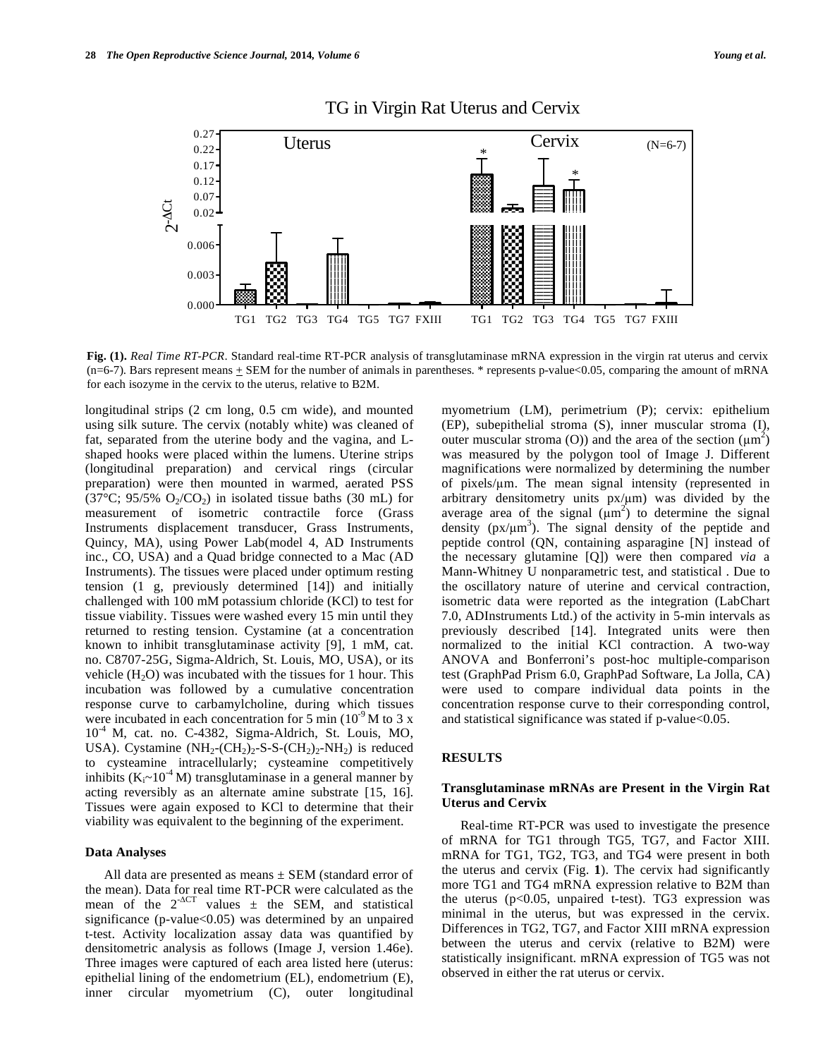**Fig. (1).** *Real Time RT-PCR*. Standard real-time RT-PCR analysis of transglutaminase mRNA expression in the virgin rat uterus and cervix (n=6-7). Bars represent means ± SEM for the number of animals in parentheses. * represents p-value<0.05, comparing the amount of mRNA for each isozyme in the cervix to the uterus, relative to B2M.

longitudinal strips (2 cm long, 0.5 cm wide), and mounted using silk suture. The cervix (notably white) was cleaned of fat, separated from the uterine body and the vagina, and L-shaped hooks were placed within the lumens. Uterine strips (longitudinal preparation) and cervical rings (circular preparation) were then mounted in warmed, aerated PSS (37°C; 95/5% $O_2/CO_2$) in isolated tissue baths (30 mL) for measurement of isometric contractile force (Grass Instruments displacement transducer, Grass Instruments, Quincy, MA), using Power Lab(model 4, AD Instruments inc., CO, USA) and a Quad bridge connected to a Mac (AD Instruments). The tissues were placed under optimum resting tension (1 g, previously determined [14]) and initially challenged with 100 mM potassium chloride (KCl) to test for tissue viability. Tissues were washed every 15 min until they returned to resting tension. Cystamine (at a concentration known to inhibit transglutaminase activity [9], 1 mM, cat. no. C8707-25G, Sigma-Aldrich, St. Louis, MO, USA), or its vehicle ($H_2O$) was incubated with the tissues for 1 hour. This incubation was followed by a cumulative concentration response curve to carbamylcholine, during which tissues were incubated in each concentration for 5 min ($10^{-9}$ M to 3 x $10^{-4}$ M, cat. no. C-4382, Sigma-Aldrich, St. Louis, MO, USA). Cystamine ($NH_2$-$(CH_2)_2$-S-S-$(CH_2)_2$-$NH_2$) is reduced to cysteamine intracellularly; cysteamine competitively inhibits ($K_i$~$10^{-4}$ M) transglutaminase in a general manner by acting reversibly as an alternate amine substrate [15, 16]. Tissues were again exposed to KCl to determine that their viability was equivalent to the beginning of the experiment.

### Data Analyses

All data are presented as means ± SEM (standard error of the mean). Data for real time RT-PCR were calculated as the mean of the $2^{-\Delta CT}$ values ± the SEM, and statistical significance (p-value<0.05) was determined by an unpaired t-test. Activity localization assay data was quantified by densitometric analysis as follows (Image J, version 1.46e). Three images were captured of each area listed here (uterus: epithelial lining of the endometrium (EL), endometrium (E), inner circular myometrium (C), outer longitudinal myometrium (LM), perimetrium (P); cervix: epithelium (EP), subepithelial stroma (S), inner muscular stroma (I), outer muscular stroma (O)) and the area of the section ($\mu m^2$) was measured by the polygon tool of Image J. Different magnifications were normalized by determining the number of pixels/μm. The mean signal intensity (represented in arbitrary densitometry units px/μm) was divided by the average area of the signal ($\mu m^2$) to determine the signal density ($px/\mu m^3$). The signal density of the peptide and peptide control (QN, containing asparagine [N] instead of the necessary glutamine [Q]) were then compared *via* a Mann-Whitney U nonparametric test, and statistical . Due to the oscillatory nature of uterine and cervical contraction, isometric data were reported as the integration (LabChart 7.0, ADInstruments Ltd.) of the activity in 5-min intervals as previously described [14]. Integrated units were then normalized to the initial KCl contraction. A two-way ANOVA and Bonferroni's post-hoc multiple-comparison test (GraphPad Prism 6.0, GraphPad Software, La Jolla, CA) were used to compare individual data points in the concentration response curve to their corresponding control, and statistical significance was stated if p-value<0.05.

## RESULTS

### Transglutaminase mRNAs are Present in the Virgin Rat Uterus and Cervix

Real-time RT-PCR was used to investigate the presence of mRNA for TG1 through TG5, TG7, and Factor XIII. mRNA for TG1, TG2, TG3, and TG4 were present in both the uterus and cervix (Fig. **1**). The cervix had significantly more TG1 and TG4 mRNA expression relative to B2M than the uterus (p<0.05, unpaired t-test). TG3 expression was minimal in the uterus, but was expressed in the cervix. Differences in TG2, TG7, and Factor XIII mRNA expression between the uterus and cervix (relative to B2M) were statistically insignificant. mRNA expression of TG5 was not observed in either the rat uterus or cervix.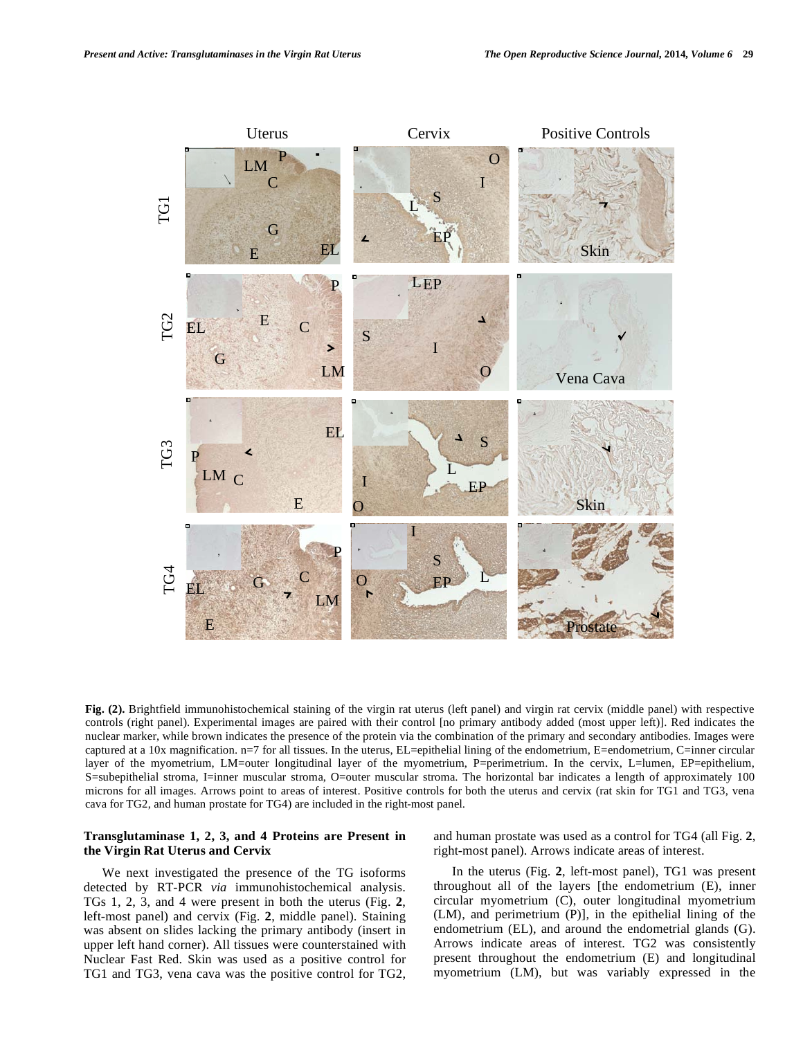**Fig. (2).** Brightfield immunohistochemical staining of the virgin rat uterus (left panel) and virgin rat cervix (middle panel) with respective controls (right panel). Experimental images are paired with their control [no primary antibody added (most upper left)]. Red indicates the nuclear marker, while brown indicates the presence of the protein via the combination of the primary and secondary antibodies. Images were captured at a 10x magnification. n=7 for all tissues. In the uterus, EL=epithelial lining of the endometrium, E=endometrium, C=inner circular layer of the myometrium, LM=outer longitudinal layer of the myometrium, P=perimetrium. In the cervix, L=lumen, EP=epithelium, S=subepithelial stroma, I=inner muscular stroma, O=outer muscular stroma. The horizontal bar indicates a length of approximately 100 microns for all images. Arrows point to areas of interest. Positive controls for both the uterus and cervix (rat skin for TG1 and TG3, vena cava for TG2, and human prostate for TG4) are included in the right-most panel.

### Transglutaminase 1, 2, 3, and 4 Proteins are Present in the Virgin Rat Uterus and Cervix

We next investigated the presence of the TG isoforms detected by RT-PCR *via* immunohistochemical analysis. TGs 1, 2, 3, and 4 were present in both the uterus (Fig. **2**, left-most panel) and cervix (Fig. **2**, middle panel). Staining was absent on slides lacking the primary antibody (insert in upper left hand corner). All tissues were counterstained with Nuclear Fast Red. Skin was used as a positive control for TG1 and TG3, vena cava was the positive control for TG2, and human prostate was used as a control for TG4 (all Fig. **2**, right-most panel). Arrows indicate areas of interest.

In the uterus (Fig. **2**, left-most panel), TG1 was present throughout all of the layers [the endometrium (E), inner circular myometrium (C), outer longitudinal myometrium (LM), and perimetrium (P)], in the epithelial lining of the endometrium (EL), and around the endometrial glands (G). Arrows indicate areas of interest. TG2 was consistently present throughout the endometrium (E) and longitudinal myometrium (LM), but was variably expressed in the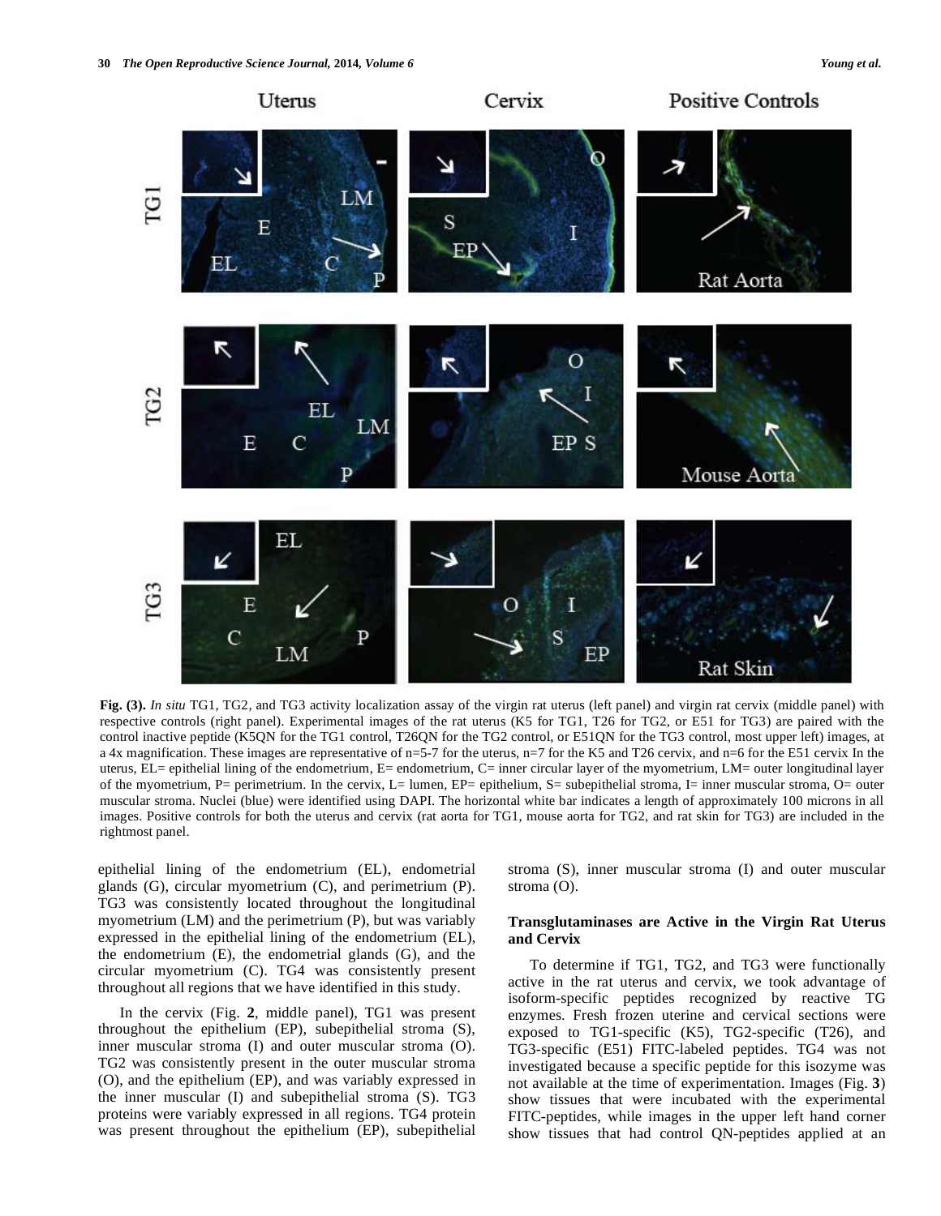**Fig. (3).** *In situ* TG1, TG2, and TG3 activity localization assay of the virgin rat uterus (left panel) and virgin rat cervix (middle panel) with respective controls (right panel). Experimental images of the rat uterus (K5 for TG1, T26 for TG2, or E51 for TG3) are paired with the control inactive peptide (K5QN for the TG1 control, T26QN for the TG2 control, or E51QN for the TG3 control, most upper left) images, at a 4x magnification. These images are representative of n=5-7 for the uterus, n=7 for the K5 and T26 cervix, and n=6 for the E51 cervix In the uterus, EL= epithelial lining of the endometrium, E= endometrium, C= inner circular layer of the myometrium, LM= outer longitudinal layer of the myometrium, P= perimetrium. In the cervix, L= lumen, EP= epithelium, S= subepithelial stroma, I= inner muscular stroma, O= outer muscular stroma. Nuclei (blue) were identified using DAPI. The horizontal white bar indicates a length of approximately 100 microns in all images. Positive controls for both the uterus and cervix (rat aorta for TG1, mouse aorta for TG2, and rat skin for TG3) are included in the rightmost panel.

epithelial lining of the endometrium (EL), endometrial glands (G), circular myometrium (C), and perimetrium (P). TG3 was consistently located throughout the longitudinal myometrium (LM) and the perimetrium (P), but was variably expressed in the epithelial lining of the endometrium (EL), the endometrium (E), the endometrial glands (G), and the circular myometrium (C). TG4 was consistently present throughout all regions that we have identified in this study.

In the cervix (Fig. **2**, middle panel), TG1 was present throughout the epithelium (EP), subepithelial stroma (S), inner muscular stroma (I) and outer muscular stroma (O). TG2 was consistently present in the outer muscular stroma (O), and the epithelium (EP), and was variably expressed in the inner muscular (I) and subepithelial stroma (S). TG3 proteins were variably expressed in all regions. TG4 protein was present throughout the epithelium (EP), subepithelial stroma (S), inner muscular stroma (I) and outer muscular stroma (O).

### Transglutaminases are Active in the Virgin Rat Uterus and Cervix

To determine if TG1, TG2, and TG3 were functionally active in the rat uterus and cervix, we took advantage of isoform-specific peptides recognized by reactive TG enzymes. Fresh frozen uterine and cervical sections were exposed to TG1-specific (K5), TG2-specific (T26), and TG3-specific (E51) FITC-labeled peptides. TG4 was not investigated because a specific peptide for this isozyme was not available at the time of experimentation. Images (Fig. **3**) show tissues that were incubated with the experimental FITC-peptides, while images in the upper left hand corner show tissues that had control QN-peptides applied at an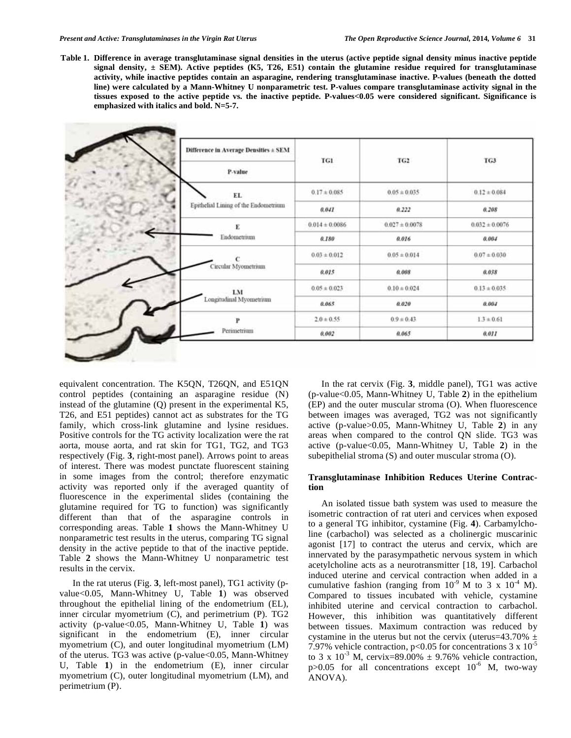**Table 1. Difference in average transglutaminase signal densities in the uterus (active peptide signal density minus inactive peptide signal density, ± SEM). Active peptides (K5, T26, E51) contain the glutamine residue required for transglutaminase activity, while inactive peptides contain an asparagine, rendering transglutaminase inactive. P-values (beneath the dotted line) were calculated by a Mann-Whitney U nonparametric test. P-values compare transglutaminase activity signal in the tissues exposed to the active peptide vs. the inactive peptide. P-values<0.05 were considered significant. Significance is emphasized with italics and bold. N=5-7.**

| Difference in Average Densities ± SEM / P-value | TG1 | TG2 | TG3 |
|---|---|---|---|
| EL Epithelial Lining of the Endometrium | 0.17 ± 0.085 | 0.05 ± 0.035 | 0.12 ± 0.084 |
| | ***0.041*** | *0.222* | *0.208* |
| E Endometrium | 0.014 ± 0.0086 | 0.027 ± 0.0078 | 0.032 ± 0.0076 |
| | *0.180* | ***0.016*** | ***0.004*** |
| C Circular Myometrium | 0.03 ± 0.012 | 0.05 ± 0.014 | 0.07 ± 0.030 |
| | ***0.015*** | ***0.008*** | ***0.038*** |
| LM Longitudinal Myometrium | 0.05 ± 0.023 | 0.10 ± 0.024 | 0.13 ± 0.035 |
| | *0.065* | ***0.020*** | ***0.004*** |
| P Perimetrium | 2.0 ± 0.55 | 0.9 ± 0.43 | 1.3 ± 0.61 |
| | ***0.002*** | *0.065* | ***0.011*** |

equivalent concentration. The K5QN, T26QN, and E51QN control peptides (containing an asparagine residue (N) instead of the glutamine (Q) present in the experimental K5, T26, and E51 peptides) cannot act as substrates for the TG family, which cross-link glutamine and lysine residues. Positive controls for the TG activity localization were the rat aorta, mouse aorta, and rat skin for TG1, TG2, and TG3 respectively (Fig. **3**, right-most panel). Arrows point to areas of interest. There was modest punctate fluorescent staining in some images from the control; therefore enzymatic activity was reported only if the averaged quantity of fluorescence in the experimental slides (containing the glutamine required for TG to function) was significantly different than that of the asparagine controls in corresponding areas. Table **1** shows the Mann-Whitney U nonparametric test results in the uterus, comparing TG signal density in the active peptide to that of the inactive peptide. Table **2** shows the Mann-Whitney U nonparametric test results in the cervix.

In the rat uterus (Fig. **3**, left-most panel), TG1 activity (p-value<0.05, Mann-Whitney U, Table **1**) was observed throughout the epithelial lining of the endometrium (EL), inner circular myometrium (C), and perimetrium (P). TG2 activity (p-value<0.05, Mann-Whitney U, Table **1**) was significant in the endometrium (E), inner circular myometrium (C), and outer longitudinal myometrium (LM) of the uterus. TG3 was active (p-value<0.05, Mann-Whitney U, Table **1**) in the endometrium (E), inner circular myometrium (C), outer longitudinal myometrium (LM), and perimetrium (P).

In the rat cervix (Fig. **3**, middle panel), TG1 was active (p-value<0.05, Mann-Whitney U, Table **2**) in the epithelium (EP) and the outer muscular stroma (O). When fluorescence between images was averaged, TG2 was not significantly active (p-value>0.05, Mann-Whitney U, Table **2**) in any areas when compared to the control QN slide. TG3 was active (p-value<0.05, Mann-Whitney U, Table **2**) in the subepithelial stroma (S) and outer muscular stroma (O).

### Transglutaminase Inhibition Reduces Uterine Contraction

An isolated tissue bath system was used to measure the isometric contraction of rat uteri and cervices when exposed to a general TG inhibitor, cystamine (Fig. **4**). Carbamylcholine (carbachol) was selected as a cholinergic muscarinic agonist [17] to contract the uterus and cervix, which are innervated by the parasympathetic nervous system in which acetylcholine acts as a neurotransmitter [18, 19]. Carbachol induced uterine and cervical contraction when added in a cumulative fashion (ranging from $10^{-9}$ M to $3 \times 10^{-4}$ M). Compared to tissues incubated with vehicle, cystamine inhibited uterine and cervical contraction to carbachol. However, this inhibition was quantitatively different between tissues. Maximum contraction was reduced by cystamine in the uterus but not the cervix (uterus=43.70% ± 7.97% vehicle contraction, $p<0.05$ for concentrations $3 \times 10^{-5}$ to $3 \times 10^{-3}$ M, cervix=89.00% ± 9.76% vehicle contraction, $p>0.05$ for all concentrations except $10^{-6}$ M, two-way ANOVA).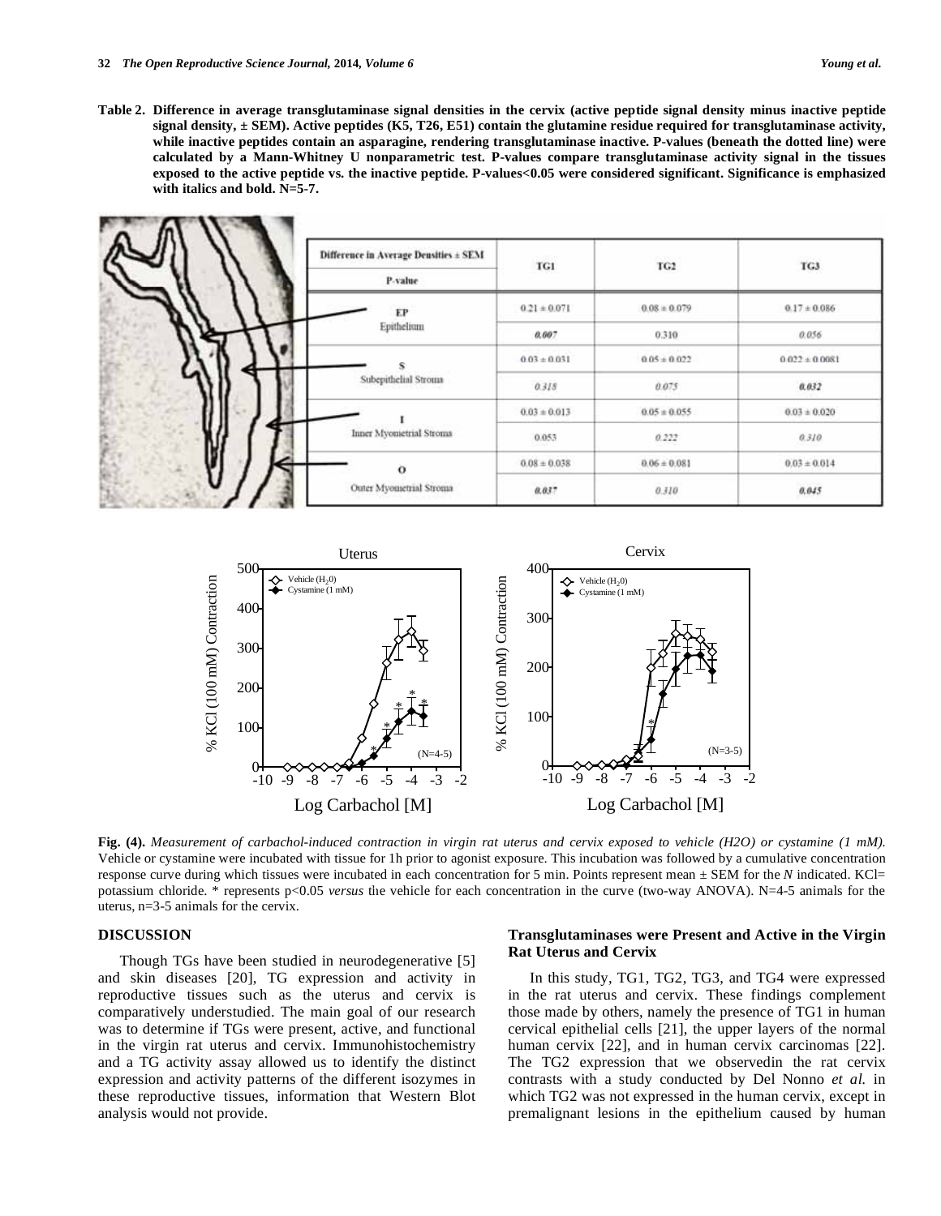**Table 2. Difference in average transglutaminase signal densities in the cervix (active peptide signal density minus inactive peptide signal density, ± SEM). Active peptides (K5, T26, E51) contain the glutamine residue required for transglutaminase activity, while inactive peptides contain an asparagine, rendering transglutaminase inactive. P-values (beneath the dotted line) were calculated by a Mann-Whitney U nonparametric test. P-values compare transglutaminase activity signal in the tissues exposed to the active peptide vs. the inactive peptide. P-values<0.05 were considered significant. Significance is emphasized with italics and bold. N=5-7.**

| Difference in Average Densities ± SEM / P-value | TG1 | TG2 | TG3 |
|---|---|---|---|
| EP Epithelium | 0.21 ± 0.071 | 0.08 ± 0.079 | 0.17 ± 0.086 |
| | ***0.007*** | 0.310 | *0.056* |
| S Subepithelial Stroma | 0.03 ± 0.031 | 0.05 ± 0.022 | 0.022 ± 0.0081 |
| | *0.318* | *0.075* | ***0.032*** |
| I Inner Myometrial Stroma | 0.03 ± 0.013 | 0.05 ± 0.055 | 0.03 ± 0.020 |
| | 0.053 | *0.222* | *0.310* |
| O Outer Myometrial Stroma | 0.08 ± 0.038 | 0.06 ± 0.081 | 0.03 ± 0.014 |
| | ***0.037*** | *0.310* | ***0.045*** |

**Fig. (4).** *Measurement of carbachol-induced contraction in virgin rat uterus and cervix exposed to vehicle (H2O) or cystamine (1 mM).* Vehicle or cystamine were incubated with tissue for 1h prior to agonist exposure. This incubation was followed by a cumulative concentration response curve during which tissues were incubated in each concentration for 5 min. Points represent mean ± SEM for the *N* indicated. KCl= potassium chloride. * represents p<0.05 *versus* the vehicle for each concentration in the curve (two-way ANOVA). N=4-5 animals for the uterus, n=3-5 animals for the cervix.

## DISCUSSION

Though TGs have been studied in neurodegenerative [5] and skin diseases [20], TG expression and activity in reproductive tissues such as the uterus and cervix is comparatively understudied. The main goal of our research was to determine if TGs were present, active, and functional in the virgin rat uterus and cervix. Immunohistochemistry and a TG activity assay allowed us to identify the distinct expression and activity patterns of the different isozymes in these reproductive tissues, information that Western Blot analysis would not provide.

### Transglutaminases were Present and Active in the Virgin Rat Uterus and Cervix

In this study, TG1, TG2, TG3, and TG4 were expressed in the rat uterus and cervix. These findings complement those made by others, namely the presence of TG1 in human cervical epithelial cells [21], the upper layers of the normal human cervix [22], and in human cervix carcinomas [22]. The TG2 expression that we observedin the rat cervix contrasts with a study conducted by Del Nonno *et al.* in which TG2 was not expressed in the human cervix, except in premalignant lesions in the epithelium caused by human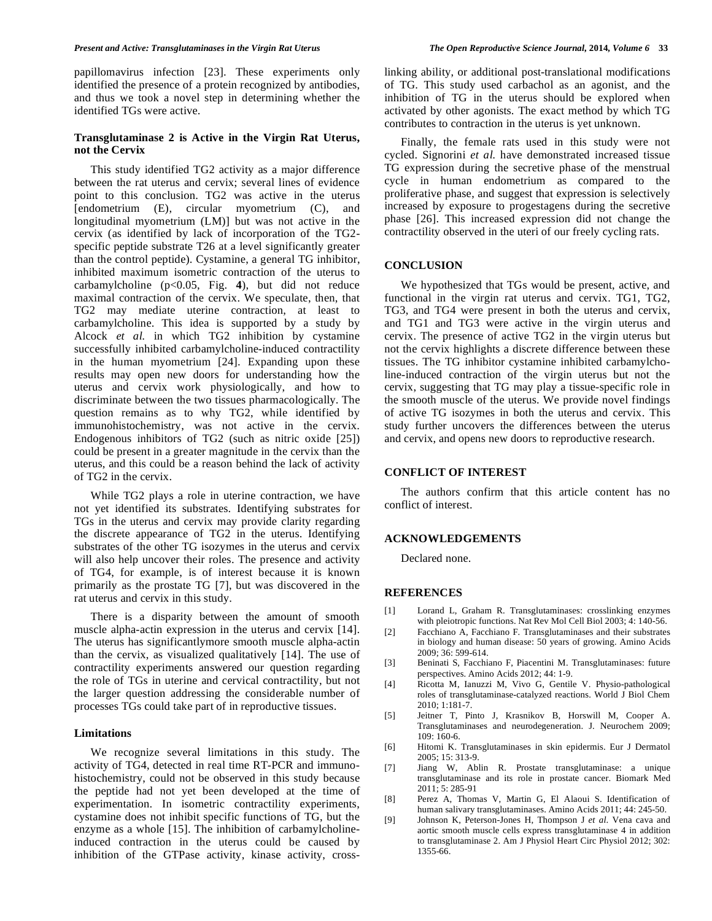papillomavirus infection [23]. These experiments only identified the presence of a protein recognized by antibodies, and thus we took a novel step in determining whether the identified TGs were active.

### Transglutaminase 2 is Active in the Virgin Rat Uterus, not the Cervix

This study identified TG2 activity as a major difference between the rat uterus and cervix; several lines of evidence point to this conclusion. TG2 was active in the uterus [endometrium (E), circular myometrium (C), and longitudinal myometrium (LM)] but was not active in the cervix (as identified by lack of incorporation of the TG2-specific peptide substrate T26 at a level significantly greater than the control peptide). Cystamine, a general TG inhibitor, inhibited maximum isometric contraction of the uterus to carbamylcholine ($p<0.05$, Fig. **4**), but did not reduce maximal contraction of the cervix. We speculate, then, that TG2 may mediate uterine contraction, at least to carbamylcholine. This idea is supported by a study by Alcock *et al.* in which TG2 inhibition by cystamine successfully inhibited carbamylcholine-induced contractility in the human myometrium [24]. Expanding upon these results may open new doors for understanding how the uterus and cervix work physiologically, and how to discriminate between the two tissues pharmacologically. The question remains as to why TG2, while identified by immunohistochemistry, was not active in the cervix. Endogenous inhibitors of TG2 (such as nitric oxide [25]) could be present in a greater magnitude in the cervix than the uterus, and this could be a reason behind the lack of activity of TG2 in the cervix.

While TG2 plays a role in uterine contraction, we have not yet identified its substrates. Identifying substrates for TGs in the uterus and cervix may provide clarity regarding the discrete appearance of TG2 in the uterus. Identifying substrates of the other TG isozymes in the uterus and cervix will also help uncover their roles. The presence and activity of TG4, for example, is of interest because it is known primarily as the prostate TG [7], but was discovered in the rat uterus and cervix in this study.

There is a disparity between the amount of smooth muscle alpha-actin expression in the uterus and cervix [14]. The uterus has significantlymore smooth muscle alpha-actin than the cervix, as visualized qualitatively [14]. The use of contractility experiments answered our question regarding the role of TGs in uterine and cervical contractility, but not the larger question addressing the considerable number of processes TGs could take part of in reproductive tissues.

### Limitations

We recognize several limitations in this study. The activity of TG4, detected in real time RT-PCR and immunohistochemistry, could not be observed in this study because the peptide had not yet been developed at the time of experimentation. In isometric contractility experiments, cystamine does not inhibit specific functions of TG, but the enzyme as a whole [15]. The inhibition of carbamylcholine-induced contraction in the uterus could be caused by inhibition of the GTPase activity, kinase activity, cross-linking ability, or additional post-translational modifications of TG. This study used carbachol as an agonist, and the inhibition of TG in the uterus should be explored when activated by other agonists. The exact method by which TG contributes to contraction in the uterus is yet unknown.

Finally, the female rats used in this study were not cycled. Signorini *et al.* have demonstrated increased tissue TG expression during the secretive phase of the menstrual cycle in human endometrium as compared to the proliferative phase, and suggest that expression is selectively increased by exposure to progestagens during the secretive phase [26]. This increased expression did not change the contractility observed in the uteri of our freely cycling rats.

## CONCLUSION

We hypothesized that TGs would be present, active, and functional in the virgin rat uterus and cervix. TG1, TG2, TG3, and TG4 were present in both the uterus and cervix, and TG1 and TG3 were active in the virgin uterus and cervix. The presence of active TG2 in the virgin uterus but not the cervix highlights a discrete difference between these tissues. The TG inhibitor cystamine inhibited carbamylcholine-induced contraction of the virgin uterus but not the cervix, suggesting that TG may play a tissue-specific role in the smooth muscle of the uterus. We provide novel findings of active TG isozymes in both the uterus and cervix. This study further uncovers the differences between the uterus and cervix, and opens new doors to reproductive research.

## CONFLICT OF INTEREST

The authors confirm that this article content has no conflict of interest.

## ACKNOWLEDGEMENTS

Declared none.

## REFERENCES

[1] Lorand L, Graham R. Transglutaminases: crosslinking enzymes with pleiotropic functions. Nat Rev Mol Cell Biol 2003; 4: 140-56.

[2] Facchiano A, Facchiano F. Transglutaminases and their substrates in biology and human disease: 50 years of growing. Amino Acids 2009; 36: 599-614.

[3] Beninati S, Facchiano F, Piacentini M. Transglutaminases: future perspectives. Amino Acids 2012; 44: 1-9.

[4] Ricotta M, Ianuzzi M, Vivo G, Gentile V. Physio-pathological roles of transglutaminase-catalyzed reactions. World J Biol Chem 2010; 1:181-7.

[5] Jeitner T, Pinto J, Krasnikov B, Horswill M, Cooper A. Transglutaminases and neurodegeneration. J. Neurochem 2009; 109: 160-6.

[6] Hitomi K. Transglutaminases in skin epidermis. Eur J Dermatol 2005; 15: 313-9.

[7] Jiang W, Ablin R. Prostate transglutaminase: a unique transglutaminase and its role in prostate cancer. Biomark Med 2011; 5: 285-91

[8] Perez A, Thomas V, Martin G, El Alaoui S. Identification of human salivary transglutaminases. Amino Acids 2011; 44: 245-50.

[9] Johnson K, Peterson-Jones H, Thompson J *et al.* Vena cava and aortic smooth muscle cells express transglutaminase 4 in addition to transglutaminase 2. Am J Physiol Heart Circ Physiol 2012; 302: 1355-66.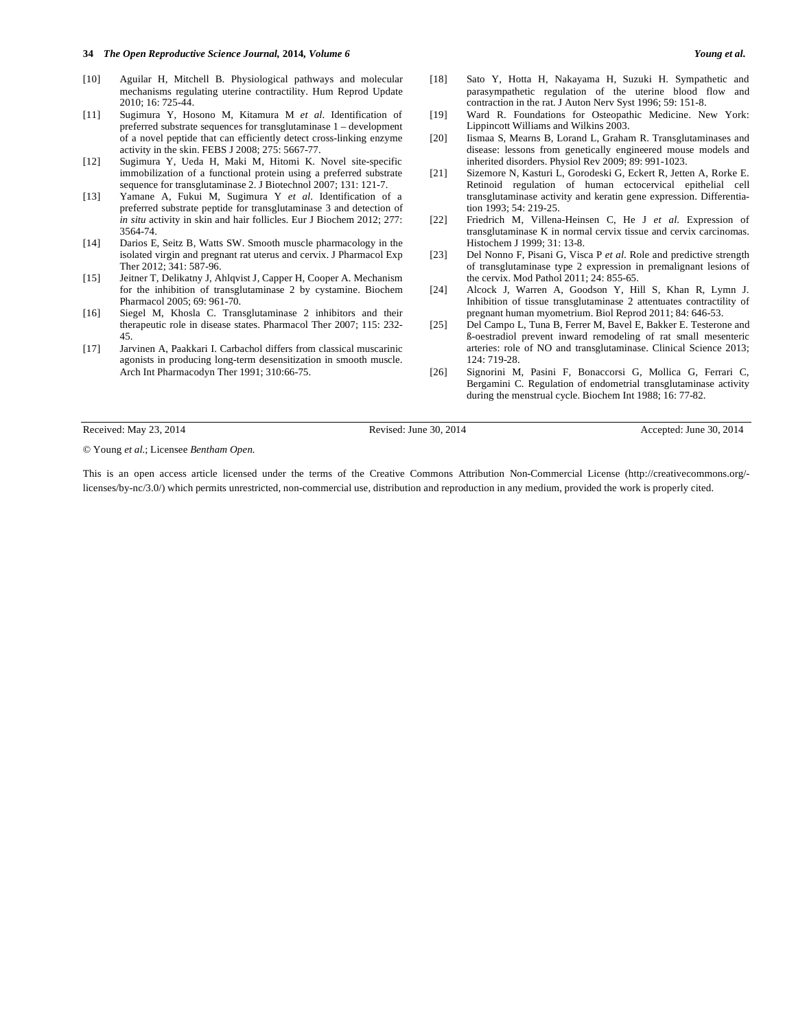[10] Aguilar H, Mitchell B. Physiological pathways and molecular mechanisms regulating uterine contractility. Hum Reprod Update 2010; 16: 725-44.

[11] Sugimura Y, Hosono M, Kitamura M *et al*. Identification of preferred substrate sequences for transglutaminase 1 – development of a novel peptide that can efficiently detect cross-linking enzyme activity in the skin. FEBS J 2008; 275: 5667-77.

[12] Sugimura Y, Ueda H, Maki M, Hitomi K. Novel site-specific immobilization of a functional protein using a preferred substrate sequence for transglutaminase 2. J Biotechnol 2007; 131: 121-7.

[13] Yamane A, Fukui M, Sugimura Y *et al*. Identification of a preferred substrate peptide for transglutaminase 3 and detection of *in situ* activity in skin and hair follicles. Eur J Biochem 2012; 277: 3564-74.

[14] Darios E, Seitz B, Watts SW. Smooth muscle pharmacology in the isolated virgin and pregnant rat uterus and cervix. J Pharmacol Exp Ther 2012; 341: 587-96.

[15] Jeitner T, Delikatny J, Ahlqvist J, Capper H, Cooper A. Mechanism for the inhibition of transglutaminase 2 by cystamine. Biochem Pharmacol 2005; 69: 961-70.

[16] Siegel M, Khosla C. Transglutaminase 2 inhibitors and their therapeutic role in disease states. Pharmacol Ther 2007; 115: 232-45.

[17] Jarvinen A, Paakkari I. Carbachol differs from classical muscarinic agonists in producing long-term desensitization in smooth muscle. Arch Int Pharmacodyn Ther 1991; 310:66-75.

[18] Sato Y, Hotta H, Nakayama H, Suzuki H. Sympathetic and parasympathetic regulation of the uterine blood flow and contraction in the rat. J Auton Nerv Syst 1996; 59: 151-8.

[19] Ward R. Foundations for Osteopathic Medicine. New York: Lippincott Williams and Wilkins 2003.

[20] Iismaa S, Mearns B, Lorand L, Graham R. Transglutaminases and disease: lessons from genetically engineered mouse models and inherited disorders. Physiol Rev 2009; 89: 991-1023.

[21] Sizemore N, Kasturi L, Gorodeski G, Eckert R, Jetten A, Rorke E. Retinoid regulation of human ectocervical epithelial cell transglutaminase activity and keratin gene expression. Differentiation 1993; 54: 219-25.

[22] Friedrich M, Villena-Heinsen C, He J *et al.* Expression of transglutaminase K in normal cervix tissue and cervix carcinomas. Histochem J 1999; 31: 13-8.

[23] Del Nonno F, Pisani G, Visca P *et al.* Role and predictive strength of transglutaminase type 2 expression in premalignant lesions of the cervix. Mod Pathol 2011; 24: 855-65.

[24] Alcock J, Warren A, Goodson Y, Hill S, Khan R, Lymn J. Inhibition of tissue transglutaminase 2 attentuates contractility of pregnant human myometrium. Biol Reprod 2011; 84: 646-53.

[25] Del Campo L, Tuna B, Ferrer M, Bavel E, Bakker E. Testerone and ß-oestradiol prevent inward remodeling of rat small mesenteric arteries: role of NO and transglutaminase. Clinical Science 2013; 124: 719-28.

[26] Signorini M, Pasini F, Bonaccorsi G, Mollica G, Ferrari C, Bergamini C. Regulation of endometrial transglutaminase activity during the menstrual cycle. Biochem Int 1988; 16: 77-82.

Received: May 23, 2014 Revised: June 30, 2014 Accepted: June 30, 2014

© Young *et al.*; Licensee *Bentham Open.*

This is an open access article licensed under the terms of the Creative Commons Attribution Non-Commercial License (http://creativecommons.org/-licenses/by-nc/3.0/) which permits unrestricted, non-commercial use, distribution and reproduction in any medium, provided the work is properly cited.